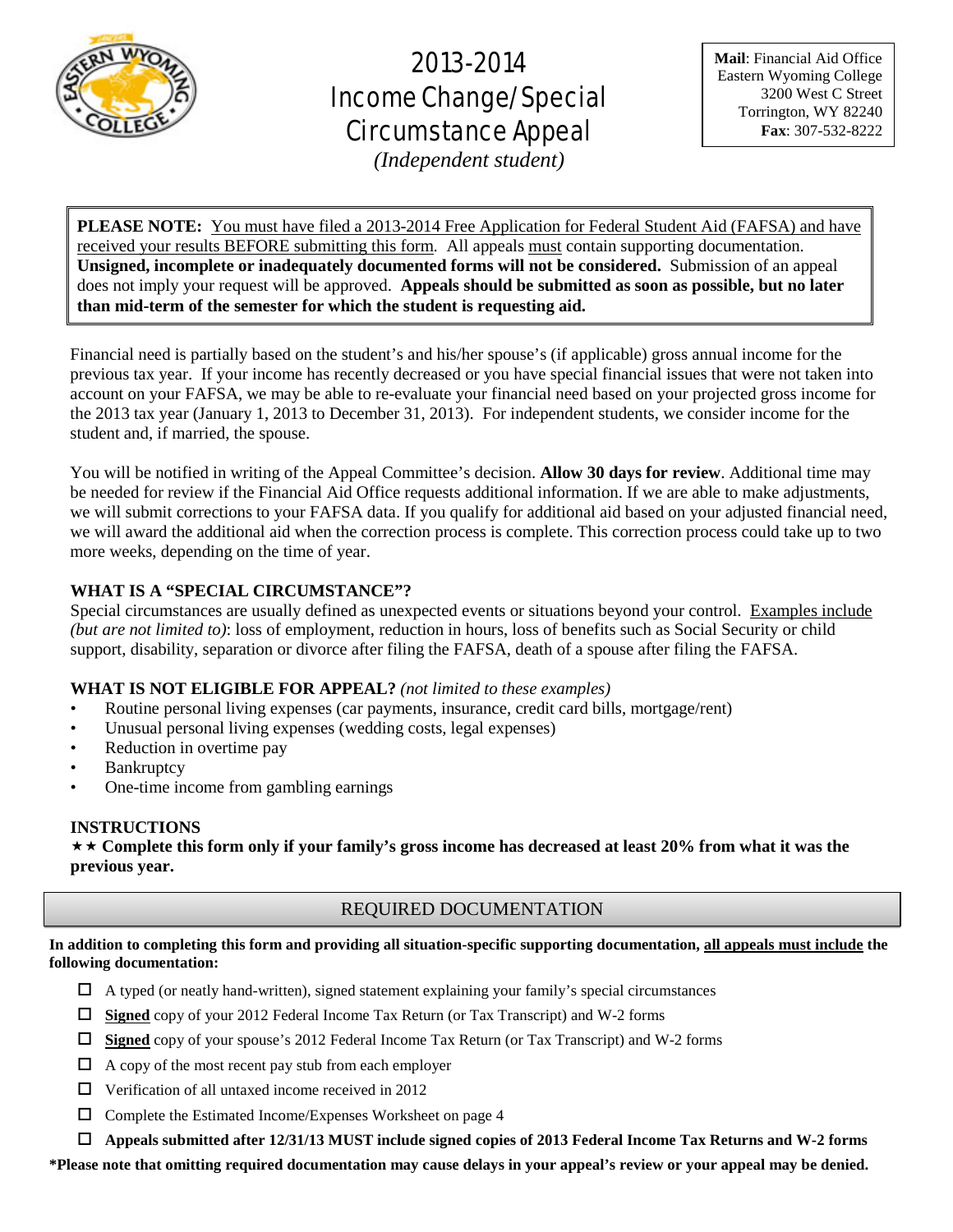# 2013-2014 Income Change/Special Circumstance Appeal

*(Independent student)*

**Mail**: Financial Aid Office
Eastern Wyoming College
3200 West C Street
Torrington, WY 82240
**Fax**: 307-532-8222

**PLEASE NOTE:** You must have filed a 2013-2014 Free Application for Federal Student Aid (FAFSA) and have received your results BEFORE submitting this form. All appeals must contain supporting documentation. **Unsigned, incomplete or inadequately documented forms will not be considered.** Submission of an appeal does not imply your request will be approved. **Appeals should be submitted as soon as possible, but no later than mid-term of the semester for which the student is requesting aid.**

Financial need is partially based on the student's and his/her spouse's (if applicable) gross annual income for the previous tax year. If your income has recently decreased or you have special financial issues that were not taken into account on your FAFSA, we may be able to re-evaluate your financial need based on your projected gross income for the 2013 tax year (January 1, 2013 to December 31, 2013). For independent students, we consider income for the student and, if married, the spouse.

You will be notified in writing of the Appeal Committee's decision. **Allow 30 days for review**. Additional time may be needed for review if the Financial Aid Office requests additional information. If we are able to make adjustments, we will submit corrections to your FAFSA data. If you qualify for additional aid based on your adjusted financial need, we will award the additional aid when the correction process is complete. This correction process could take up to two more weeks, depending on the time of year.

### WHAT IS A "SPECIAL CIRCUMSTANCE"?

Special circumstances are usually defined as unexpected events or situations beyond your control. Examples include *(but are not limited to)*: loss of employment, reduction in hours, loss of benefits such as Social Security or child support, disability, separation or divorce after filing the FAFSA, death of a spouse after filing the FAFSA.

### WHAT IS NOT ELIGIBLE FOR APPEAL? *(not limited to these examples)*

- Routine personal living expenses (car payments, insurance, credit card bills, mortgage/rent)
- Unusual personal living expenses (wedding costs, legal expenses)
- Reduction in overtime pay
- Bankruptcy
- One-time income from gambling earnings

### INSTRUCTIONS

★★ **Complete this form only if your family's gross income has decreased at least 20% from what it was the previous year.**

## REQUIRED DOCUMENTATION

**In addition to completing this form and providing all situation-specific supporting documentation, all appeals must include the following documentation:**

- ☐ A typed (or neatly hand-written), signed statement explaining your family's special circumstances
- ☐ **Signed** copy of your 2012 Federal Income Tax Return (or Tax Transcript) and W-2 forms
- ☐ **Signed** copy of your spouse's 2012 Federal Income Tax Return (or Tax Transcript) and W-2 forms
- ☐ A copy of the most recent pay stub from each employer
- ☐ Verification of all untaxed income received in 2012
- ☐ Complete the Estimated Income/Expenses Worksheet on page 4
- ☐ **Appeals submitted after 12/31/13 MUST include signed copies of 2013 Federal Income Tax Returns and W-2 forms**

**\*Please note that omitting required documentation may cause delays in your appeal's review or your appeal may be denied.**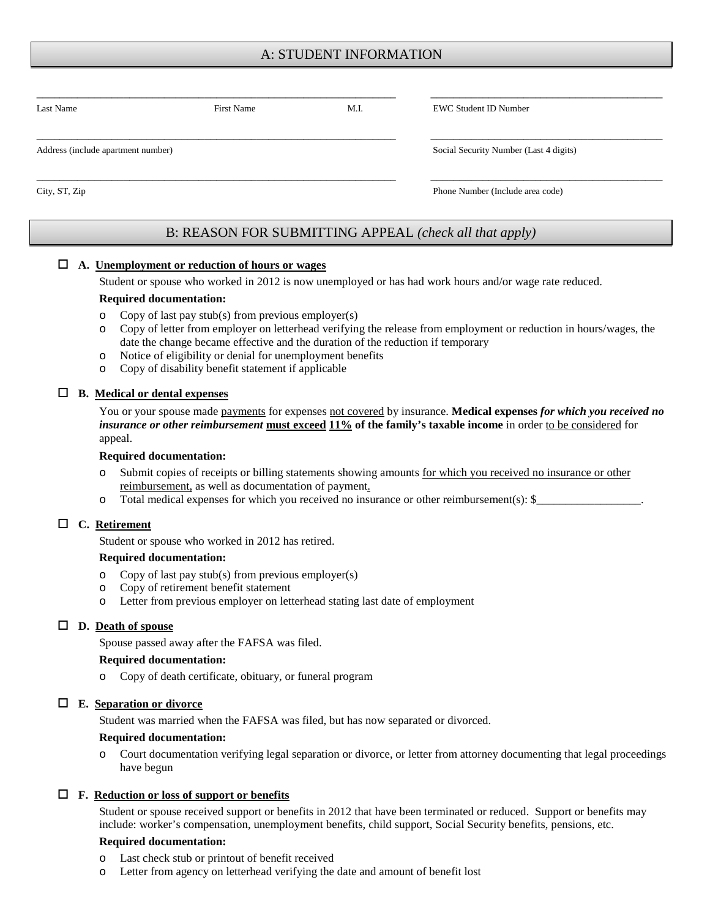## A: STUDENT INFORMATION

\_\_\_\_\_\_\_\_\_\_\_\_\_\_\_\_\_\_\_\_\_\_\_\_\_\_\_\_\_\_\_\_\_\_\_\_\_\_\_\_\_\_\_\_\_\_\_\_\_\_\_\_\_\_\_\_\_\_\_\_\_\_\_\_
Last Name First Name M.I.

\_\_\_\_\_\_\_\_\_\_\_\_\_\_\_\_\_\_\_\_\_\_\_\_\_\_\_\_\_\_\_\_\_\_\_\_\_\_\_\_\_\_\_\_\_
EWC Student ID Number

\_\_\_\_\_\_\_\_\_\_\_\_\_\_\_\_\_\_\_\_\_\_\_\_\_\_\_\_\_\_\_\_\_\_\_\_\_\_\_\_\_\_\_\_\_\_\_\_\_\_\_\_\_\_\_\_\_\_\_\_\_\_\_\_
Address (include apartment number)

\_\_\_\_\_\_\_\_\_\_\_\_\_\_\_\_\_\_\_\_\_\_\_\_\_\_\_\_\_\_\_\_\_\_\_\_\_\_\_\_\_\_\_\_\_
Social Security Number (Last 4 digits)

\_\_\_\_\_\_\_\_\_\_\_\_\_\_\_\_\_\_\_\_\_\_\_\_\_\_\_\_\_\_\_\_\_\_\_\_\_\_\_\_\_\_\_\_\_\_\_\_\_\_\_\_\_\_\_\_\_\_\_\_\_\_\_\_
City, ST, Zip

\_\_\_\_\_\_\_\_\_\_\_\_\_\_\_\_\_\_\_\_\_\_\_\_\_\_\_\_\_\_\_\_\_\_\_\_\_\_\_\_\_\_\_\_\_
Phone Number (Include area code)

## B: REASON FOR SUBMITTING APPEAL *(check all that apply)*

☐ **A. Unemployment or reduction of hours or wages**

Student or spouse who worked in 2012 is now unemployed or has had work hours and/or wage rate reduced.

**Required documentation:**

- Copy of last pay stub(s) from previous employer(s)
- Copy of letter from employer on letterhead verifying the release from employment or reduction in hours/wages, the date the change became effective and the duration of the reduction if temporary
- Notice of eligibility or denial for unemployment benefits
- Copy of disability benefit statement if applicable

☐ **B. Medical or dental expenses**

You or your spouse made payments for expenses not covered by insurance. **Medical expenses *for which you received no insurance or other reimbursement* must exceed 11% of the family's taxable income** in order to be considered for appeal.

**Required documentation:**

- Submit copies of receipts or billing statements showing amounts for which you received no insurance or other reimbursement, as well as documentation of payment.
- Total medical expenses for which you received no insurance or other reimbursement(s): $\_\_\_\_\_\_\_\_\_\_\_\_\_\_\_\_\_\_.

☐ **C. Retirement**

Student or spouse who worked in 2012 has retired.

**Required documentation:**

- Copy of last pay stub(s) from previous employer(s)
- Copy of retirement benefit statement
- Letter from previous employer on letterhead stating last date of employment

☐ **D. Death of spouse**

Spouse passed away after the FAFSA was filed.

**Required documentation:**

- Copy of death certificate, obituary, or funeral program

☐ **E. Separation or divorce**

Student was married when the FAFSA was filed, but has now separated or divorced.

**Required documentation:**

- Court documentation verifying legal separation or divorce, or letter from attorney documenting that legal proceedings have begun

☐ **F. Reduction or loss of support or benefits**

Student or spouse received support or benefits in 2012 that have been terminated or reduced. Support or benefits may include: worker's compensation, unemployment benefits, child support, Social Security benefits, pensions, etc.

**Required documentation:**

- Last check stub or printout of benefit received
- Letter from agency on letterhead verifying the date and amount of benefit lost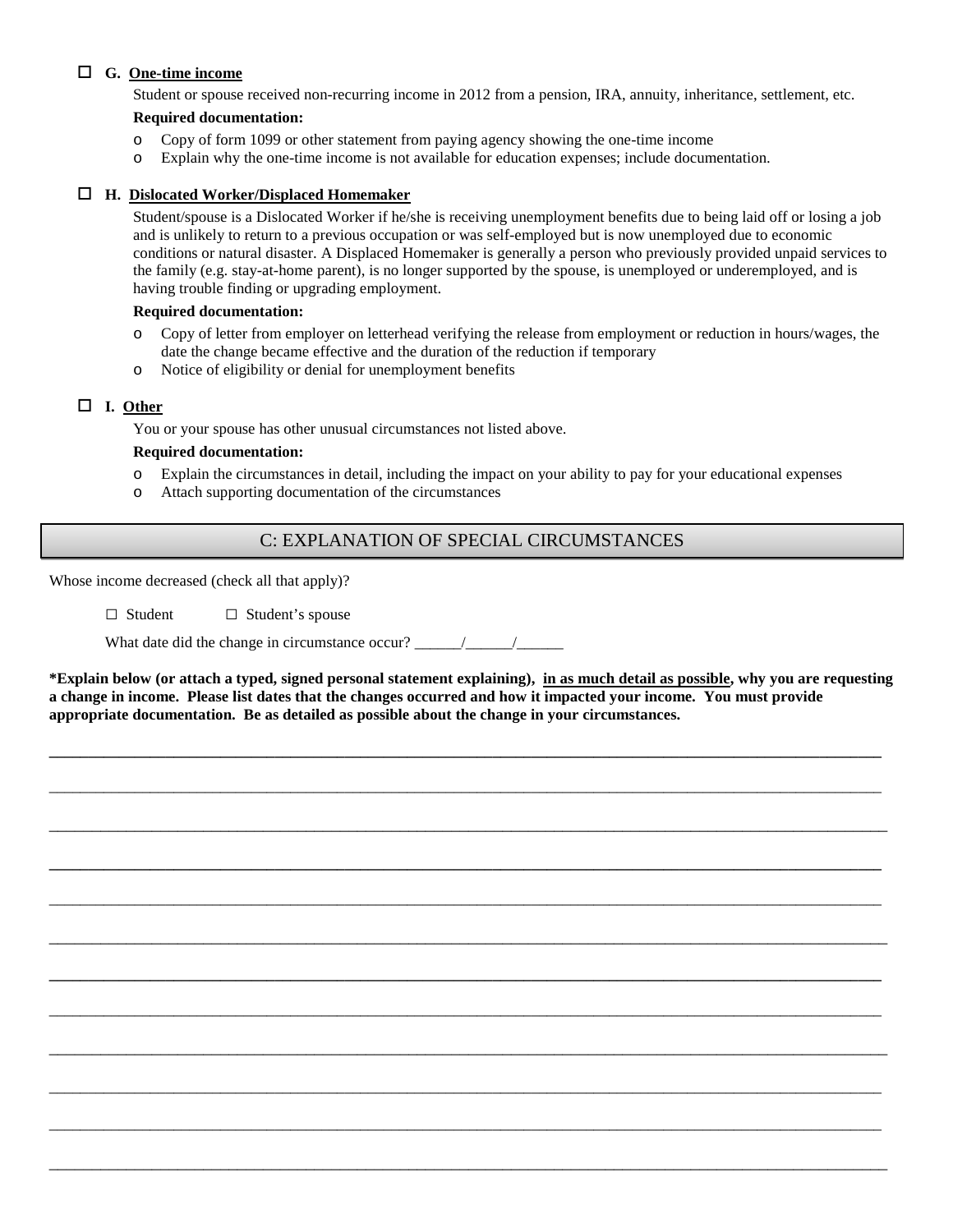☐ **G. One-time income**

Student or spouse received non-recurring income in 2012 from a pension, IRA, annuity, inheritance, settlement, etc.

**Required documentation:**

- Copy of form 1099 or other statement from paying agency showing the one-time income
- Explain why the one-time income is not available for education expenses; include documentation.

☐ **H. Dislocated Worker/Displaced Homemaker**

Student/spouse is a Dislocated Worker if he/she is receiving unemployment benefits due to being laid off or losing a job and is unlikely to return to a previous occupation or was self-employed but is now unemployed due to economic conditions or natural disaster. A Displaced Homemaker is generally a person who previously provided unpaid services to the family (e.g. stay-at-home parent), is no longer supported by the spouse, is unemployed or underemployed, and is having trouble finding or upgrading employment.

**Required documentation:**

- Copy of letter from employer on letterhead verifying the release from employment or reduction in hours/wages, the date the change became effective and the duration of the reduction if temporary
- Notice of eligibility or denial for unemployment benefits

☐ **I. Other**

You or your spouse has other unusual circumstances not listed above.

**Required documentation:**

- Explain the circumstances in detail, including the impact on your ability to pay for your educational expenses
- Attach supporting documentation of the circumstances

## C: EXPLANATION OF SPECIAL CIRCUMSTANCES

Whose income decreased (check all that apply)?

☐ Student ☐ Student's spouse

What date did the change in circumstance occur? ______/______/______

**\*Explain below (or attach a typed, signed personal statement explaining), in as much detail as possible, why you are requesting a change in income. Please list dates that the changes occurred and how it impacted your income. You must provide appropriate documentation. Be as detailed as possible about the change in your circumstances.**

________________________________________________________________________________

________________________________________________________________________________

________________________________________________________________________________

________________________________________________________________________________

________________________________________________________________________________

________________________________________________________________________________

________________________________________________________________________________

________________________________________________________________________________

________________________________________________________________________________

________________________________________________________________________________

________________________________________________________________________________

________________________________________________________________________________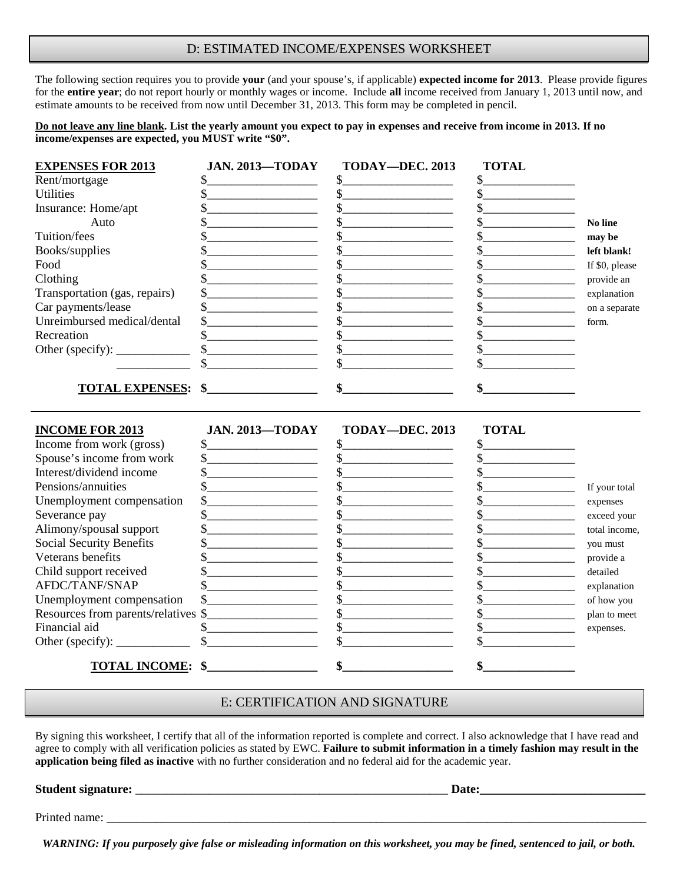## D: ESTIMATED INCOME/EXPENSES WORKSHEET

The following section requires you to provide **your** (and your spouse's, if applicable) **expected income for 2013**. Please provide figures for the **entire year**; do not report hourly or monthly wages or income. Include **all** income received from January 1, 2013 until now, and estimate amounts to be received from now until December 31, 2013. This form may be completed in pencil.

**Do not leave any line blank. List the yearly amount you expect to pay in expenses and receive from income in 2013. If no income/expenses are expected, you MUST write "$0".**

| EXPENSES FOR 2013 | JAN. 2013—TODAY | TODAY—DEC. 2013 | TOTAL |
|---|---|---|---|
| Rent/mortgage | $__________ | $__________ | $__________ |
| Utilities | $__________ | $__________ | $__________ |
| Insurance: Home/apt | $__________ | $__________ | $__________ |
| Auto | $__________ | $__________ | $__________ |
| Tuition/fees | $__________ | $__________ | $__________ |
| Books/supplies | $__________ | $__________ | $__________ |
| Food | $__________ | $__________ | $__________ |
| Clothing | $__________ | $__________ | $__________ |
| Transportation (gas, repairs) | $__________ | $__________ | $__________ |
| Car payments/lease | $__________ | $__________ | $__________ |
| Unreimbursed medical/dental | $__________ | $__________ | $__________ |
| Recreation | $__________ | $__________ | $__________ |
| Other (specify): __________ | $__________ | $__________ | $__________ |
| __________ | $__________ | $__________ | $__________ |
| **TOTAL EXPENSES:** | **$__________** | **$__________** | **$__________** |

**No line may be left blank!** If $0, please provide an explanation on a separate form.

| INCOME FOR 2013 | JAN. 2013—TODAY | TODAY—DEC. 2013 | TOTAL |
|---|---|---|---|
| Income from work (gross) | $__________ | $__________ | $__________ |
| Spouse's income from work | $__________ | $__________ | $__________ |
| Interest/dividend income | $__________ | $__________ | $__________ |
| Pensions/annuities | $__________ | $__________ | $__________ |
| Unemployment compensation | $__________ | $__________ | $__________ |
| Severance pay | $__________ | $__________ | $__________ |
| Alimony/spousal support | $__________ | $__________ | $__________ |
| Social Security Benefits | $__________ | $__________ | $__________ |
| Veterans benefits | $__________ | $__________ | $__________ |
| Child support received | $__________ | $__________ | $__________ |
| AFDC/TANF/SNAP | $__________ | $__________ | $__________ |
| Unemployment compensation | $__________ | $__________ | $__________ |
| Resources from parents/relatives | $__________ | $__________ | $__________ |
| Financial aid | $__________ | $__________ | $__________ |
| Other (specify): __________ | $__________ | $__________ | $__________ |
| **TOTAL INCOME:** | **$__________** | **$__________** | **$__________** |

If your total expenses exceed your total income, you must provide a detailed explanation of how you plan to meet expenses.

## E: CERTIFICATION AND SIGNATURE

By signing this worksheet, I certify that all of the information reported is complete and correct. I also acknowledge that I have read and agree to comply with all verification policies as stated by EWC. **Failure to submit information in a timely fashion may result in the application being filed as inactive** with no further consideration and no federal aid for the academic year.

**Student signature:** ______________________________ **Date:**______________

Printed name: ______________________________________________

***WARNING: If you purposely give false or misleading information on this worksheet, you may be fined, sentenced to jail, or both.***